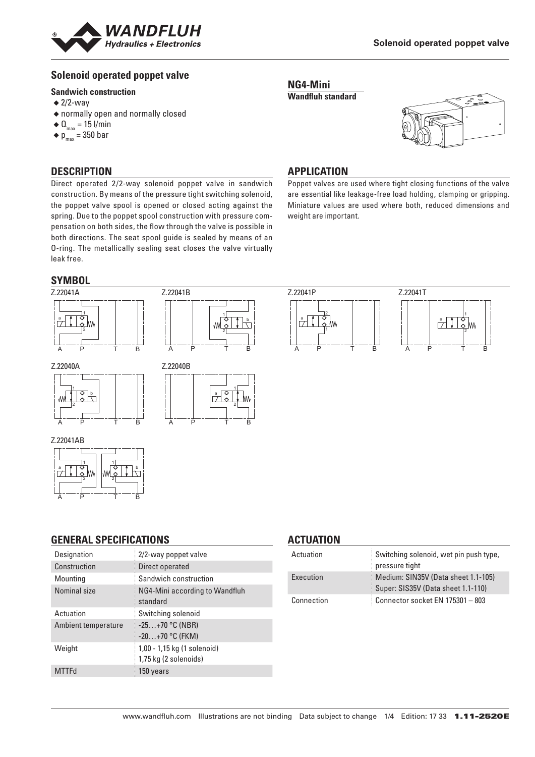# Solenoid operated poppet valve

**Sandwich construction**

- ◆ 2/2-way
- ◆ normally open and normally closed
- ◆ $Q_{max}$ = 15 l/min
- ◆ $p_{max}$ = 350 bar

**NG4-Mini**
**Wandfluh standard**

## DESCRIPTION

Direct operated 2/2-way solenoid poppet valve in sandwich construction. By means of the pressure tight switching solenoid, the poppet valve spool is opened or closed acting against the spring. Due to the poppet spool construction with pressure compensation on both sides, the flow through the valve is possible in both directions. The seat spool guide is sealed by means of an O-ring. The metallically sealing seat closes the valve virtually leak free.

## APPLICATION

Poppet valves are used where tight closing functions of the valve are essential like leakage-free load holding, clamping or gripping. Miniature values are used where both, reduced dimensions and weight are important.

## SYMBOL

Z.22041A

Z.22041B

Z.22041P

Z.22041T

Z.22040A

Z.22040B

Z.22041AB

## GENERAL SPECIFICATIONS

| Designation | 2/2-way poppet valve |
|---|---|
| Construction | Direct operated |
| Mounting | Sandwich construction |
| Nominal size | NG4-Mini according to Wandfluh standard |
| Actuation | Switching solenoid |
| Ambient temperature | -25…+70 °C (NBR)<br>-20…+70 °C (FKM) |
| Weight | 1,00 - 1,15 kg (1 solenoid)<br>1,75 kg (2 solenoids) |
| MTTFd | 150 years |

## ACTUATION

| Actuation | Switching solenoid, wet pin push type, pressure tight |
|---|---|
| Execution | Medium: SIN35V (Data sheet 1.1-105)<br>Super: SIS35V (Data sheet 1.1-110) |
| Connection | Connector socket EN 175301 – 803 |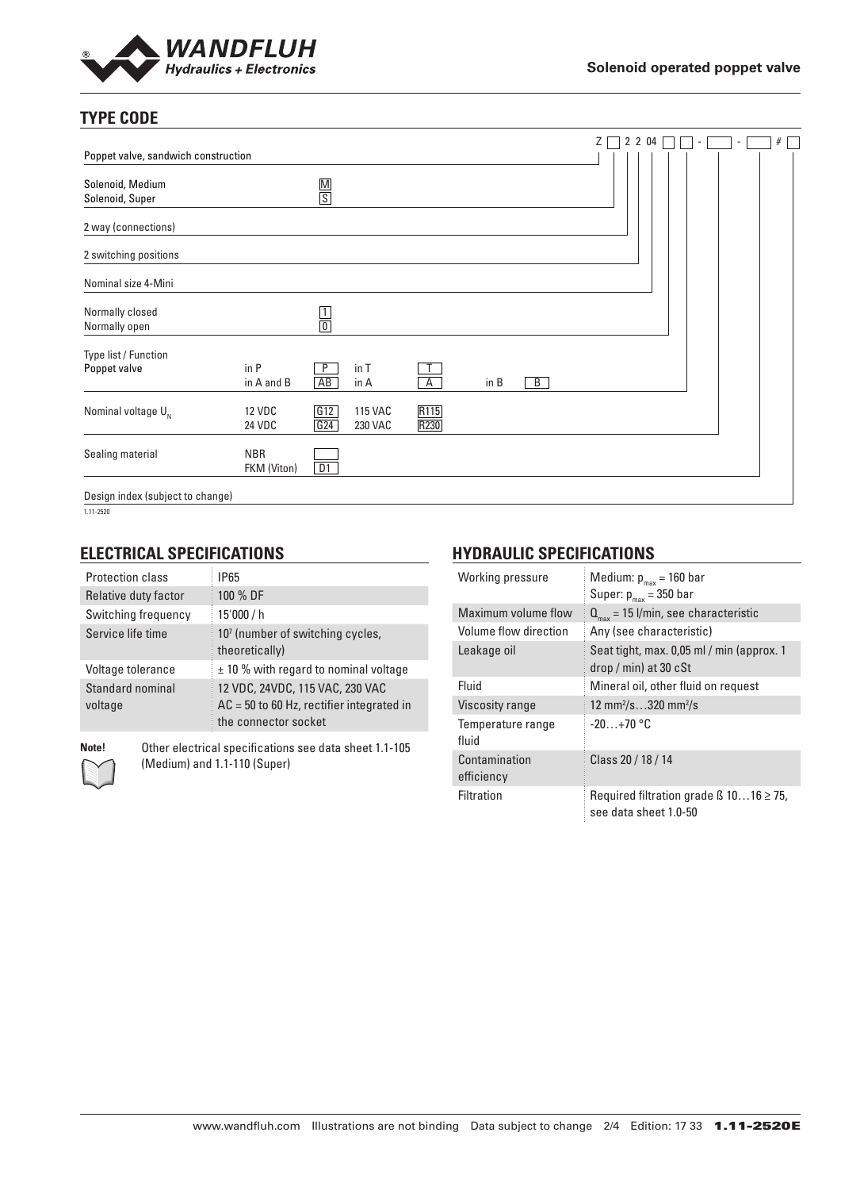## TYPE CODE

Z [ ] 2 2 04 [ ] [ ] - [ ] - [ ] # [ ]

| | | | | | | | |
|---|---|---|---|---|---|---|---|
| Poppet valve, sandwich construction | | | | | | | |
| Solenoid, Medium | | M | | | | | |
| Solenoid, Super | | S | | | | | |
| 2 way (connections) | | | | | | | |
| 2 switching positions | | | | | | | |
| Nominal size 4-Mini | | | | | | | |
| Normally closed | | 1 | | | | | |
| Normally open | | 0 | | | | | |
| Type list / Function | | | | | | | |
| Poppet valve | in P | P | in T | T | | | |
| | in A and B | AB | in A | A | in B | B | |
| Nominal voltage $U_N$ | 12 VDC | G12 | 115 VAC | R115 | | | |
| | 24 VDC | G24 | 230 VAC | R230 | | | |
| Sealing material | NBR | | | | | | |
| | FKM (Viton) | D1 | | | | | |
| Design index (subject to change) | | | | | | | |

1.11-2520

## ELECTRICAL SPECIFICATIONS

| | |
|---|---|
| Protection class | IP65 |
| Relative duty factor | 100 % DF |
| Switching frequency | 15'000 / h |
| Service life time | $10^7$ (number of switching cycles, theoretically) |
| Voltage tolerance | ± 10 % with regard to nominal voltage |
| Standard nominal voltage | 12 VDC, 24VDC, 115 VAC, 230 VAC<br>AC = 50 to 60 Hz, rectifier integrated in the connector socket |

**Note!** Other electrical specifications see data sheet 1.1-105 (Medium) and 1.1-110 (Super)

## HYDRAULIC SPECIFICATIONS

| | |
|---|---|
| Working pressure | Medium: $p_{max}$ = 160 bar<br>Super: $p_{max}$ = 350 bar |
| Maximum volume flow | $Q_{max}$ = 15 l/min, see characteristic |
| Volume flow direction | Any (see characteristic) |
| Leakage oil | Seat tight, max. 0,05 ml / min (approx. 1 drop / min) at 30 cSt |
| Fluid | Mineral oil, other fluid on request |
| Viscosity range | 12 mm²/s…320 mm²/s |
| Temperature range fluid | -20…+70 °C |
| Contamination efficiency | Class 20 / 18 / 14 |
| Filtration | Required filtration grade ß 10…16 ≥ 75, see data sheet 1.0-50 |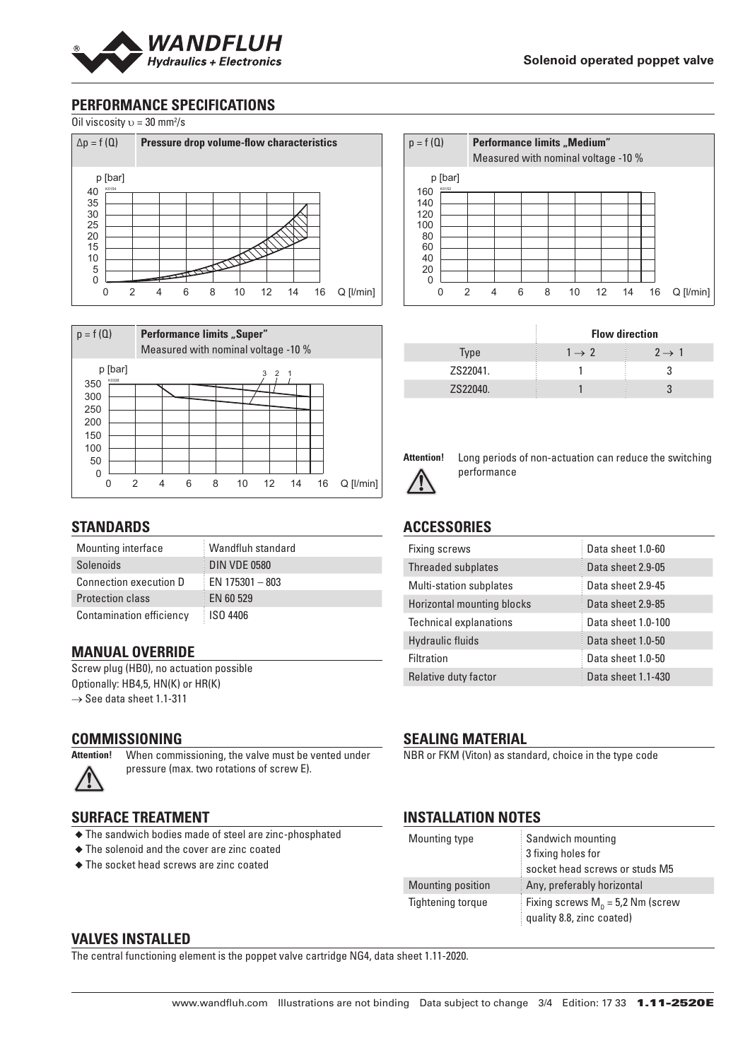## PERFORMANCE SPECIFICATIONS

Oil viscosity $\upsilon = 30\ mm^2/s$

$\Delta p = f(Q)$ **Pressure drop volume-flow characteristics**

$p = f(Q)$ **Performance limits „Medium"** Measured with nominal voltage -10 %

$p = f(Q)$ **Performance limits „Super"** Measured with nominal voltage -10 %

| Type | Flow direction $1 \rightarrow 2$ | Flow direction $2 \rightarrow 1$ |
|---|---|---|
| ZS22041. | 1 | 3 |
| ZS22040. | 1 | 3 |

**Attention!** Long periods of non-actuation can reduce the switching performance

## STANDARDS

| | |
|---|---|
| Mounting interface | Wandfluh standard |
| Solenoids | DIN VDE 0580 |
| Connection execution D | EN 175301 – 803 |
| Protection class | EN 60 529 |
| Contamination efficiency | ISO 4406 |

## ACCESSORIES

| | |
|---|---|
| Fixing screws | Data sheet 1.0-60 |
| Threaded subplates | Data sheet 2.9-05 |
| Multi-station subplates | Data sheet 2.9-45 |
| Horizontal mounting blocks | Data sheet 2.9-85 |
| Technical explanations | Data sheet 1.0-100 |
| Hydraulic fluids | Data sheet 1.0-50 |
| Filtration | Data sheet 1.0-50 |
| Relative duty factor | Data sheet 1.1-430 |

## MANUAL OVERRIDE

Screw plug (HB0), no actuation possible
Optionally: HB4,5, HN(K) or HR(K)
→ See data sheet 1.1-311

## COMMISSIONING

**Attention!** When commissioning, the valve must be vented under pressure (max. two rotations of screw E).

## SEALING MATERIAL

NBR or FKM (Viton) as standard, choice in the type code

## SURFACE TREATMENT

- The sandwich bodies made of steel are zinc-phosphated
- The solenoid and the cover are zinc coated
- The socket head screws are zinc coated

## INSTALLATION NOTES

| | |
|---|---|
| Mounting type | Sandwich mounting<br>3 fixing holes for<br>socket head screws or studs M5 |
| Mounting position | Any, preferably horizontal |
| Tightening torque | Fixing screws $M_D$ = 5,2 Nm (screw quality 8.8, zinc coated) |

## VALVES INSTALLED

The central functioning element is the poppet valve cartridge NG4, data sheet 1.11-2020.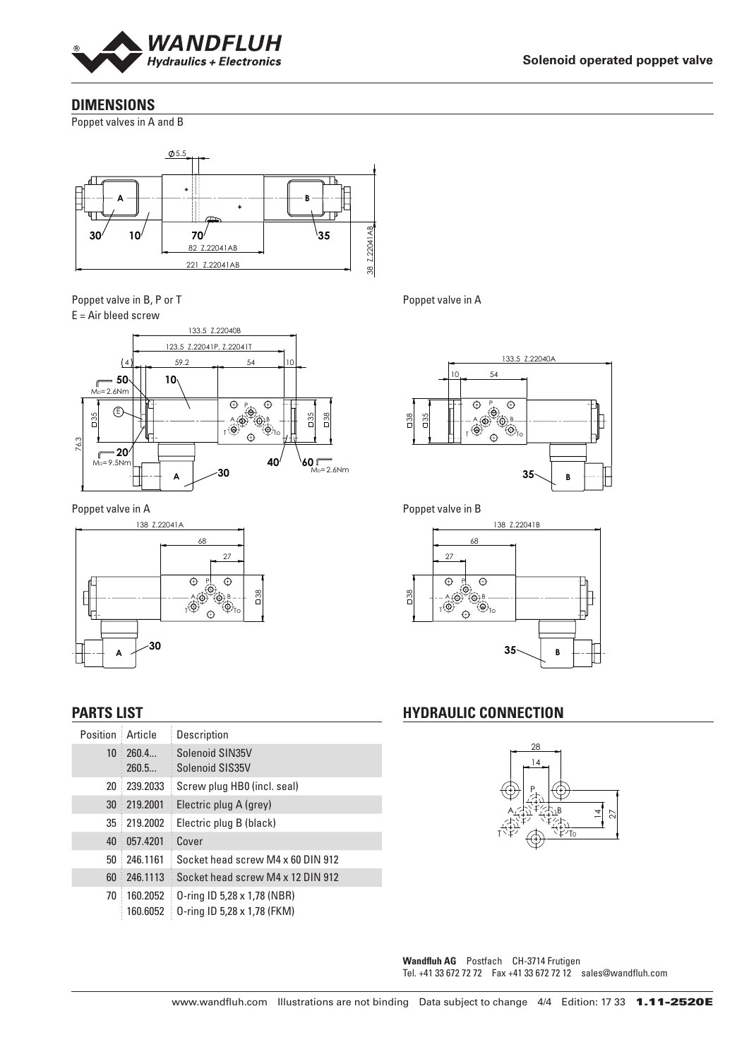## DIMENSIONS

Poppet valves in A and B

Ø5.5

A

B

30 10 70 35

82 Z.22041AB

221 Z.22041AB

38 Z.22041AB

Poppet valve in B, P or T

E = Air bleed screw

133.5 Z.22040B

123.5 Z.22041P, Z.22041T

(4) 59.2 54 10

50 $M_D$= 2.6Nm

10

E

□35

76.3

20 $M_D$= 9.5Nm

A 30

40

60 $M_D$= 2.6Nm

□35 □38

Poppet valve in A

133.5 Z.22040A

10 54

□38 □35

35 B

Poppet valve in A

138 Z.22041A

68

27

□38

A 30

Poppet valve in B

138 Z.22041B

68

27

□38

35 B

## PARTS LIST

| Position | Article | Description |
|---|---|---|
| 10 | 260.4...<br>260.5... | Solenoid SIN35V<br>Solenoid SIS35V |
| 20 | 239.2033 | Screw plug HB0 (incl. seal) |
| 30 | 219.2001 | Electric plug A (grey) |
| 35 | 219.2002 | Electric plug B (black) |
| 40 | 057.4201 | Cover |
| 50 | 246.1161 | Socket head screw M4 x 60 DIN 912 |
| 60 | 246.1113 | Socket head screw M4 x 12 DIN 912 |
| 70 | 160.2052<br>160.6052 | O-ring ID 5,28 x 1,78 (NBR)<br>O-ring ID 5,28 x 1,78 (FKM) |

## HYDRAULIC CONNECTION

28

14

P

A B

T To

14 27

**Wandfluh AG** Postfach CH-3714 Frutigen
Tel. +41 33 672 72 72 Fax +41 33 672 72 12 sales@wandfluh.com